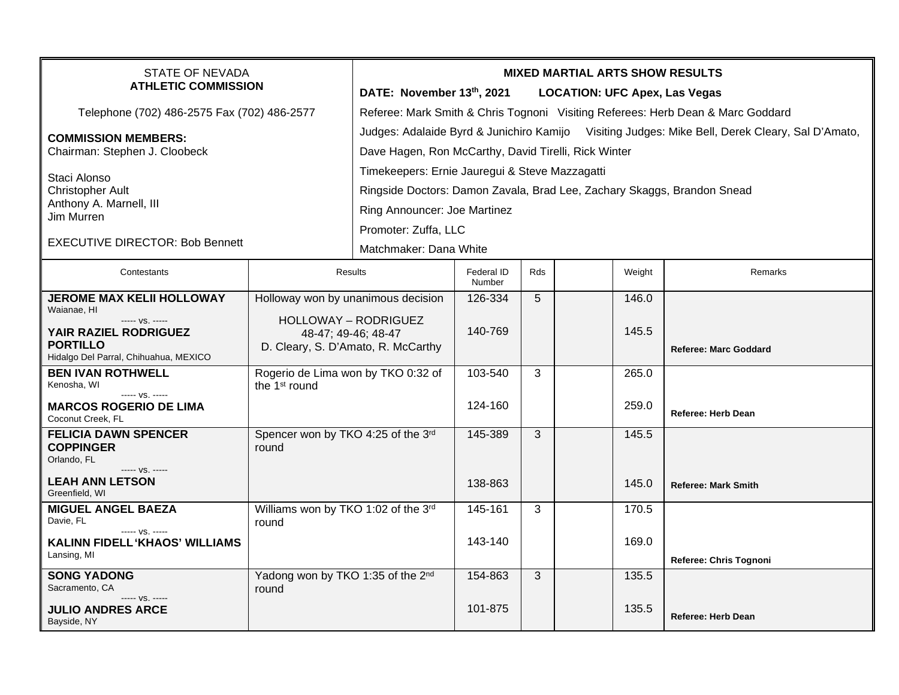STATE OF NEVADA
**ATHLETIC COMMISSION**

Telephone (702) 486-2575 Fax (702) 486-2577

**COMMISSION MEMBERS:**
Chairman: Stephen J. Cloobeck

Staci Alonso
Christopher Ault
Anthony A. Marnell, III
Jim Murren

EXECUTIVE DIRECTOR: Bob Bennett

**MIXED MARTIAL ARTS SHOW RESULTS**

**DATE: November 13th, 2021 LOCATION: UFC Apex, Las Vegas**

Referee: Mark Smith & Chris Tognoni Visiting Referees: Herb Dean & Marc Goddard

Judges: Adalaide Byrd & Junichiro Kamijo Visiting Judges: Mike Bell, Derek Cleary, Sal D'Amato, Dave Hagen, Ron McCarthy, David Tirelli, Rick Winter

Timekeepers: Ernie Jauregui & Steve Mazzagatti

Ringside Doctors: Damon Zavala, Brad Lee, Zachary Skaggs, Brandon Snead

Ring Announcer: Joe Martinez

Promoter: Zuffa, LLC

Matchmaker: Dana White

| Contestants | Results | Federal ID Number | Rds | | Weight | Remarks |
|---|---|---|---|---|---|---|
| **JEROME MAX KELII HOLLOWAY** Waianae, HI ----- vs. ----- **YAIR RAZIEL RODRIGUEZ PORTILLO** Hidalgo Del Parral, Chihuahua, MEXICO | Holloway won by unanimous decision HOLLOWAY – RODRIGUEZ 48-47; 49-46; 48-47 D. Cleary, S. D'Amato, R. McCarthy | 126-334 / 140-769 | 5 | | 146.0 / 145.5 | **Referee: Marc Goddard** |
| **BEN IVAN ROTHWELL** Kenosha, WI ----- vs. ----- **MARCOS ROGERIO DE LIMA** Coconut Creek, FL | Rogerio de Lima won by TKO 0:32 of the 1st round | 103-540 / 124-160 | 3 | | 265.0 / 259.0 | **Referee: Herb Dean** |
| **FELICIA DAWN SPENCER COPPINGER** Orlando, FL ----- vs. ----- **LEAH ANN LETSON** Greenfield, WI | Spencer won by TKO 4:25 of the 3rd round | 145-389 / 138-863 | 3 | | 145.5 / 145.0 | **Referee: Mark Smith** |
| **MIGUEL ANGEL BAEZA** Davie, FL ----- vs. ----- **KALINN FIDELL 'KHAOS' WILLIAMS** Lansing, MI | Williams won by TKO 1:02 of the 3rd round | 145-161 / 143-140 | 3 | | 170.5 / 169.0 | **Referee: Chris Tognoni** |
| **SONG YADONG** Sacramento, CA ----- vs. ----- **JULIO ANDRES ARCE** Bayside, NY | Yadong won by TKO 1:35 of the 2nd round | 154-863 / 101-875 | 3 | | 135.5 / 135.5 | **Referee: Herb Dean** |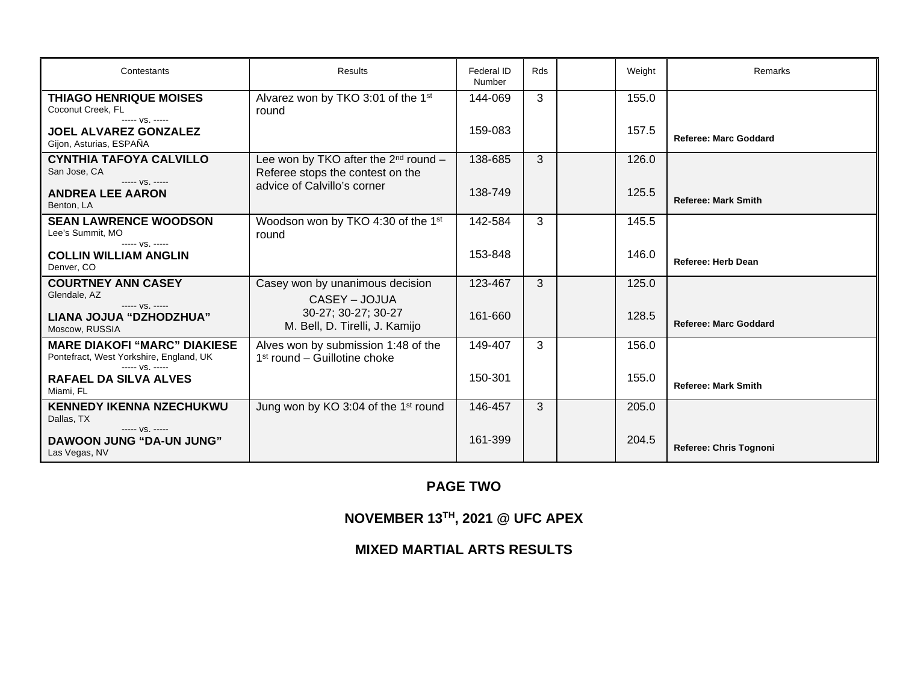| Contestants | Results | Federal ID Number | Rds | | Weight | Remarks |
|---|---|---|---|---|---|---|
| **THIAGO HENRIQUE MOISES**<br>Coconut Creek, FL<br>----- vs. -----<br>**JOEL ALVAREZ GONZALEZ**<br>Gijon, Asturias, ESPAÑA | Alvarez won by TKO 3:01 of the 1st round | 144-069<br><br>159-083 | 3 | | 155.0<br><br>157.5 | **Referee: Marc Goddard** |
| **CYNTHIA TAFOYA CALVILLO**<br>San Jose, CA<br>----- vs. -----<br>**ANDREA LEE AARON**<br>Benton, LA | Lee won by TKO after the 2nd round – Referee stops the contest on the advice of Calvillo's corner | 138-685<br><br>138-749 | 3 | | 126.0<br><br>125.5 | **Referee: Mark Smith** |
| **SEAN LAWRENCE WOODSON**<br>Lee's Summit, MO<br>----- vs. -----<br>**COLLIN WILLIAM ANGLIN**<br>Denver, CO | Woodson won by TKO 4:30 of the 1st round | 142-584<br><br>153-848 | 3 | | 145.5<br><br>146.0 | **Referee: Herb Dean** |
| **COURTNEY ANN CASEY**<br>Glendale, AZ<br>----- vs. -----<br>**LIANA JOJUA "DZHODZHUA"**<br>Moscow, RUSSIA | Casey won by unanimous decision<br>CASEY – JOJUA<br>30-27; 30-27; 30-27<br>M. Bell, D. Tirelli, J. Kamijo | 123-467<br><br>161-660 | 3 | | 125.0<br><br>128.5 | **Referee: Marc Goddard** |
| **MARE DIAKOFI "MARC" DIAKIESE**<br>Pontefract, West Yorkshire, England, UK<br>----- vs. -----<br>**RAFAEL DA SILVA ALVES**<br>Miami, FL | Alves won by submission 1:48 of the 1st round – Guillotine choke | 149-407<br><br>150-301 | 3 | | 156.0<br><br>155.0 | **Referee: Mark Smith** |
| **KENNEDY IKENNA NZECHUKWU**<br>Dallas, TX<br>----- vs. -----<br>**DAWOON JUNG "DA-UN JUNG"**<br>Las Vegas, NV | Jung won by KO 3:04 of the 1st round | 146-457<br><br>161-399 | 3 | | 205.0<br><br>204.5 | **Referee: Chris Tognoni** |

**PAGE TWO**

**NOVEMBER 13TH, 2021 @ UFC APEX**

**MIXED MARTIAL ARTS RESULTS**